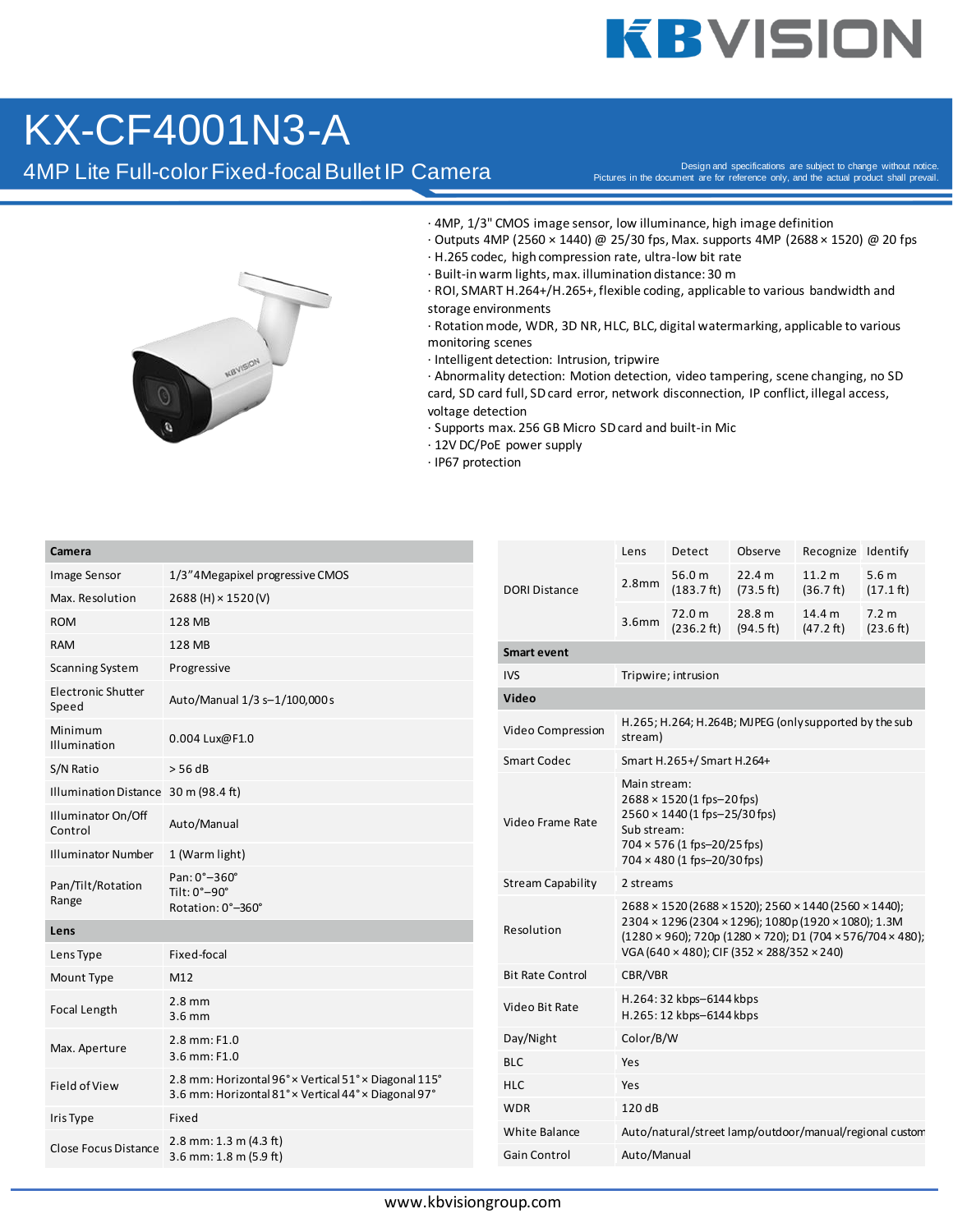# KX-CF4001N3-A

## 4MP Lite Full-color Fixed-focal Bullet IP Camera

Design and specifications are subject to change without notice.
Pictures in the document are for reference only, and the actual product shall prevail.

- 4MP, 1/3" CMOS image sensor, low illuminance, high image definition
- Outputs 4MP (2560 × 1440) @ 25/30 fps, Max. supports 4MP (2688 × 1520) @ 20 fps
- H.265 codec, high compression rate, ultra-low bit rate
- Built-in warm lights, max. illumination distance: 30 m
- ROI, SMART H.264+/H.265+, flexible coding, applicable to various bandwidth and storage environments
- Rotation mode, WDR, 3D NR, HLC, BLC, digital watermarking, applicable to various monitoring scenes
- Intelligent detection: Intrusion, tripwire
- Abnormality detection: Motion detection, video tampering, scene changing, no SD card, SD card full, SD card error, network disconnection, IP conflict, illegal access, voltage detection
- Supports max. 256 GB Micro SD card and built-in Mic
- 12V DC/PoE power supply
- IP67 protection

| **Camera** | |
|---|---|
| Image Sensor | 1/3"4Megapixel progressive CMOS |
| Max. Resolution | 2688 (H) × 1520 (V) |
| ROM | 128 MB |
| RAM | 128 MB |
| Scanning System | Progressive |
| Electronic Shutter Speed | Auto/Manual 1/3 s–1/100,000 s |
| Minimum Illumination | 0.004 Lux@F1.0 |
| S/N Ratio | > 56 dB |
| Illumination Distance | 30 m (98.4 ft) |
| Illuminator On/Off Control | Auto/Manual |
| Illuminator Number | 1 (Warm light) |
| Pan/Tilt/Rotation Range | Pan: 0°–360°<br>Tilt: 0°–90°<br>Rotation: 0°–360° |
| **Lens** | |
| Lens Type | Fixed-focal |
| Mount Type | M12 |
| Focal Length | 2.8 mm<br>3.6 mm |
| Max. Aperture | 2.8 mm: F1.0<br>3.6 mm: F1.0 |
| Field of View | 2.8 mm: Horizontal 96° × Vertical 51° × Diagonal 115°<br>3.6 mm: Horizontal 81° × Vertical 44° × Diagonal 97° |
| Iris Type | Fixed |
| Close Focus Distance | 2.8 mm: 1.3 m (4.3 ft)<br>3.6 mm: 1.8 m (5.9 ft) |

| | Lens | Detect | Observe | Recognize | Identify |
|---|---|---|---|---|---|
| DORI Distance | 2.8mm | 56.0 m (183.7 ft) | 22.4 m (73.5 ft) | 11.2 m (36.7 ft) | 5.6 m (17.1 ft) |
| | 3.6mm | 72.0 m (236.2 ft) | 28.8 m (94.5 ft) | 14.4 m (47.2 ft) | 7.2 m (23.6 ft) |

| **Smart event** | |
|---|---|
| IVS | Tripwire; intrusion |
| **Video** | |
| Video Compression | H.265; H.264; H.264B; MJPEG (only supported by the sub stream) |
| Smart Codec | Smart H.265+/ Smart H.264+ |
| Video Frame Rate | Main stream:<br>2688 × 1520 (1 fps–20 fps)<br>2560 × 1440 (1 fps–25/30 fps)<br>Sub stream:<br>704 × 576 (1 fps–20/25 fps)<br>704 × 480 (1 fps–20/30 fps) |
| Stream Capability | 2 streams |
| Resolution | 2688 × 1520 (2688 × 1520); 2560 × 1440 (2560 × 1440); 2304 × 1296 (2304 × 1296); 1080p (1920 × 1080); 1.3M (1280 × 960); 720p (1280 × 720); D1 (704 × 576/704 × 480); VGA (640 × 480); CIF (352 × 288/352 × 240) |
| Bit Rate Control | CBR/VBR |
| Video Bit Rate | H.264: 32 kbps–6144 kbps<br>H.265: 12 kbps–6144 kbps |
| Day/Night | Color/B/W |
| BLC | Yes |
| HLC | Yes |
| WDR | 120 dB |
| White Balance | Auto/natural/street lamp/outdoor/manual/regional custom |
| Gain Control | Auto/Manual |

www.kbvisiongroup.com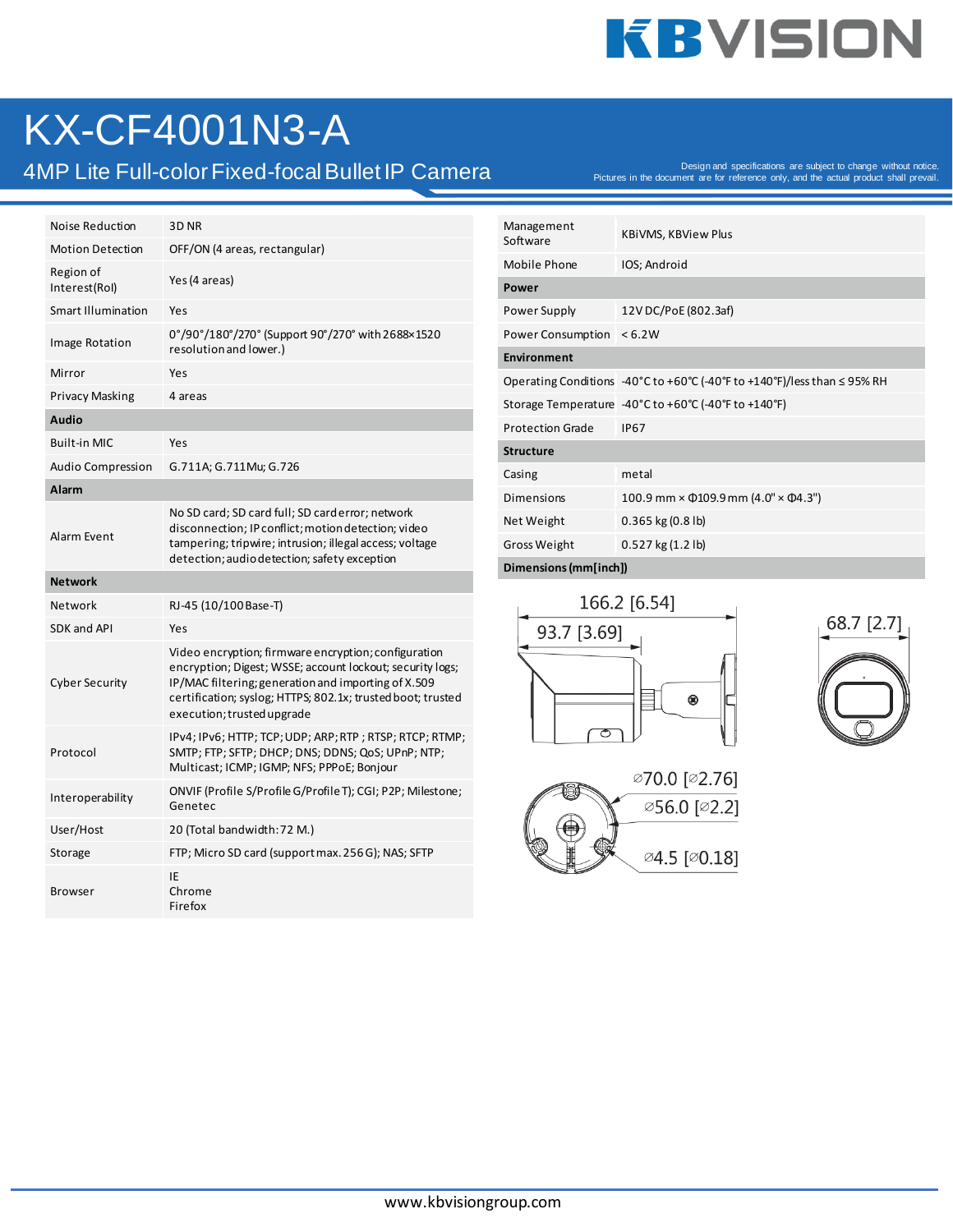# KX-CF4001N3-A

## 4MP Lite Full-color Fixed-focal Bullet IP Camera

Design and specifications are subject to change without notice.
Pictures in the document are for reference only, and the actual product shall prevail.

| | |
|---|---|
| Noise Reduction | 3D NR |
| Motion Detection | OFF/ON (4 areas, rectangular) |
| Region of Interest(RoI) | Yes (4 areas) |
| Smart Illumination | Yes |
| Image Rotation | 0°/90°/180°/270° (Support 90°/270° with 2688×1520 resolution and lower.) |
| Mirror | Yes |
| Privacy Masking | 4 areas |
| **Audio** | |
| Built-in MIC | Yes |
| Audio Compression | G.711A; G.711Mu; G.726 |
| **Alarm** | |
| Alarm Event | No SD card; SD card full; SD card error; network disconnection; IP conflict; motion detection; video tampering; tripwire; intrusion; illegal access; voltage detection; audio detection; safety exception |
| **Network** | |
| Network | RJ-45 (10/100 Base-T) |
| SDK and API | Yes |
| Cyber Security | Video encryption; firmware encryption; configuration encryption; Digest; WSSE; account lockout; security logs; IP/MAC filtering; generation and importing of X.509 certification; syslog; HTTPS; 802.1x; trusted boot; trusted execution; trusted upgrade |
| Protocol | IPv4; IPv6; HTTP; TCP; UDP; ARP; RTP; RTSP; RTCP; RTMP; SMTP; FTP; SFTP; DHCP; DNS; DDNS; QoS; UPnP; NTP; Multicast; ICMP; IGMP; NFS; PPPoE; Bonjour |
| Interoperability | ONVIF (Profile S/Profile G/Profile T); CGI; P2P; Milestone; Genetec |
| User/Host | 20 (Total bandwidth: 72 M.) |
| Storage | FTP; Micro SD card (support max. 256 G); NAS; SFTP |
| Browser | IE<br>Chrome<br>Firefox |

| | |
|---|---|
| Management Software | KBiVMS, KBView Plus |
| Mobile Phone | IOS; Android |
| **Power** | |
| Power Supply | 12V DC/PoE (802.3af) |
| Power Consumption | < 6.2W |
| **Environment** | |
| Operating Conditions | -40°C to +60°C (-40°F to +140°F)/less than ≤ 95% RH |
| Storage Temperature | -40°C to +60°C (-40°F to +140°F) |
| Protection Grade | IP67 |
| **Structure** | |
| Casing | metal |
| Dimensions | 100.9 mm × Φ109.9 mm (4.0" × Φ4.3") |
| Net Weight | 0.365 kg (0.8 lb) |
| Gross Weight | 0.527 kg (1.2 lb) |
| **Dimensions (mm[inch])** | |

166.2 [6.54]
93.7 [3.69]
68.7 [2.7]
⌀70.0 [⌀2.76]
⌀56.0 [⌀2.2]
⌀4.5 [⌀0.18]

www.kbvisiongroup.com